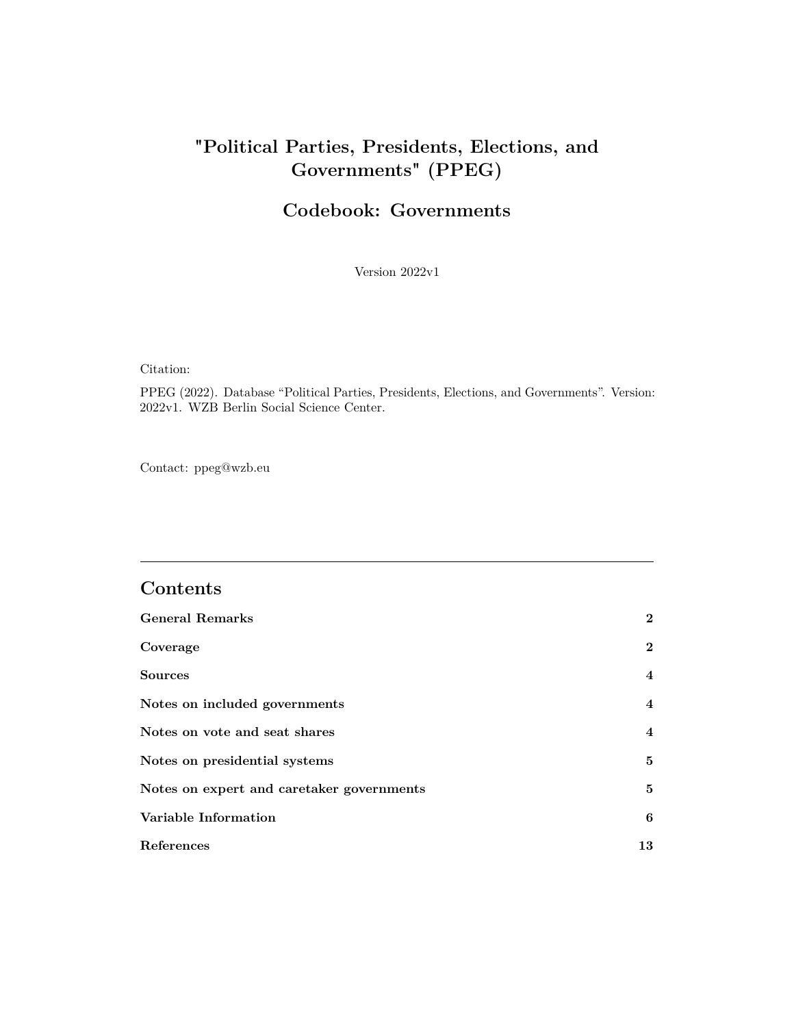# "Political Parties, Presidents, Elections, and Governments" (PPEG)

## Codebook: Governments

Version 2022v1

Citation:

PPEG (2022). Database "Political Parties, Presidents, Elections, and Governments". Version: 2022v1. WZB Berlin Social Science Center.

Contact: ppeg@wzb.eu

---

## Contents

| | |
|---|---|
| **General Remarks** | **2** |
| **Coverage** | **2** |
| **Sources** | **4** |
| **Notes on included governments** | **4** |
| **Notes on vote and seat shares** | **4** |
| **Notes on presidential systems** | **5** |
| **Notes on expert and caretaker governments** | **5** |
| **Variable Information** | **6** |
| **References** | **13** |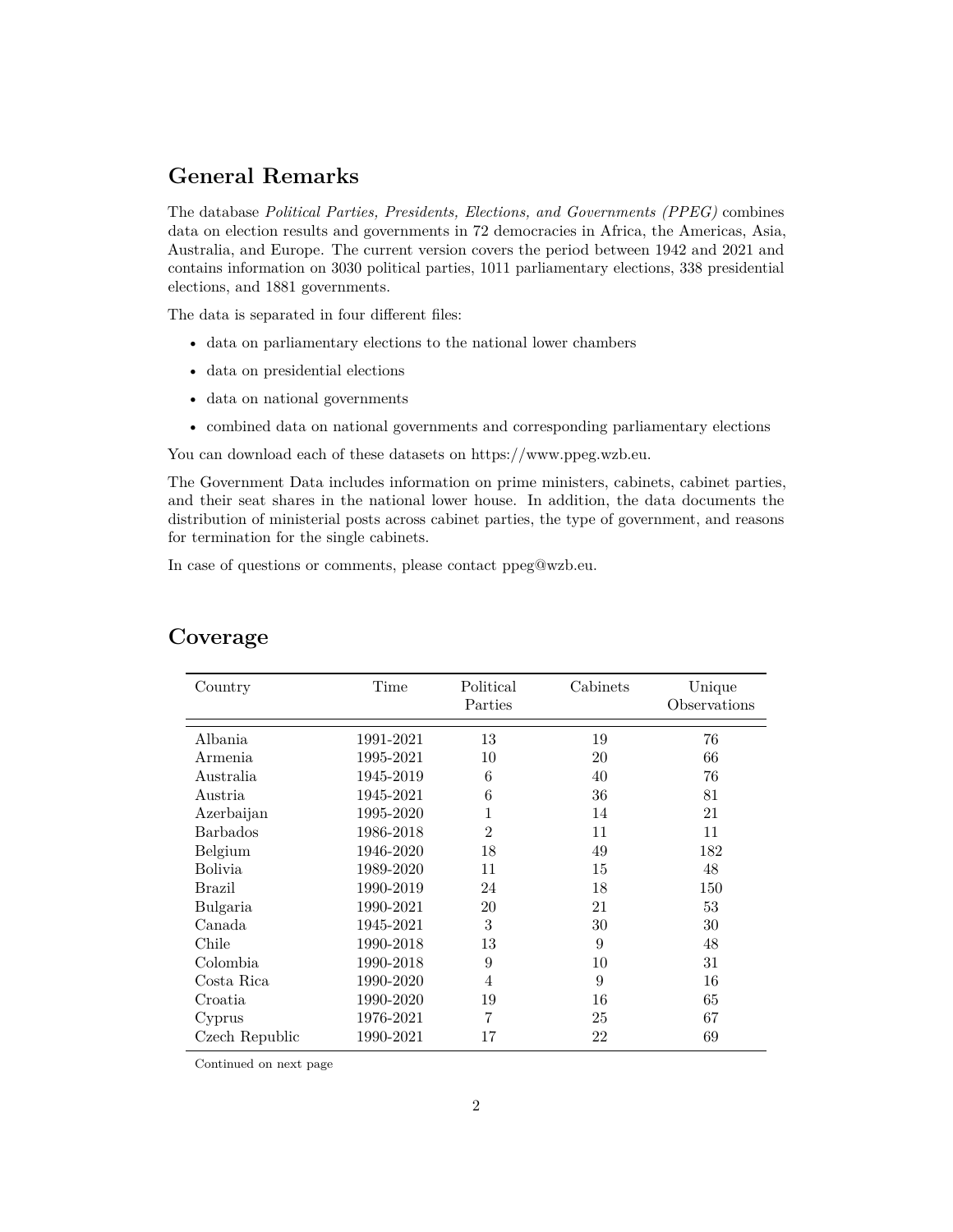## General Remarks

The database *Political Parties, Presidents, Elections, and Governments (PPEG)* combines data on election results and governments in 72 democracies in Africa, the Americas, Asia, Australia, and Europe. The current version covers the period between 1942 and 2021 and contains information on 3030 political parties, 1011 parliamentary elections, 338 presidential elections, and 1881 governments.

The data is separated in four different files:

- data on parliamentary elections to the national lower chambers
- data on presidential elections
- data on national governments
- combined data on national governments and corresponding parliamentary elections

You can download each of these datasets on https://www.ppeg.wzb.eu.

The Government Data includes information on prime ministers, cabinets, cabinet parties, and their seat shares in the national lower house. In addition, the data documents the distribution of ministerial posts across cabinet parties, the type of government, and reasons for termination for the single cabinets.

In case of questions or comments, please contact ppeg@wzb.eu.

## Coverage

| Country | Time | Political Parties | Cabinets | Unique Observations |
|---|---|---|---|---|
| Albania | 1991-2021 | 13 | 19 | 76 |
| Armenia | 1995-2021 | 10 | 20 | 66 |
| Australia | 1945-2019 | 6 | 40 | 76 |
| Austria | 1945-2021 | 6 | 36 | 81 |
| Azerbaijan | 1995-2020 | 1 | 14 | 21 |
| Barbados | 1986-2018 | 2 | 11 | 11 |
| Belgium | 1946-2020 | 18 | 49 | 182 |
| Bolivia | 1989-2020 | 11 | 15 | 48 |
| Brazil | 1990-2019 | 24 | 18 | 150 |
| Bulgaria | 1990-2021 | 20 | 21 | 53 |
| Canada | 1945-2021 | 3 | 30 | 30 |
| Chile | 1990-2018 | 13 | 9 | 48 |
| Colombia | 1990-2018 | 9 | 10 | 31 |
| Costa Rica | 1990-2020 | 4 | 9 | 16 |
| Croatia | 1990-2020 | 19 | 16 | 65 |
| Cyprus | 1976-2021 | 7 | 25 | 67 |
| Czech Republic | 1990-2021 | 17 | 22 | 69 |

Continued on next page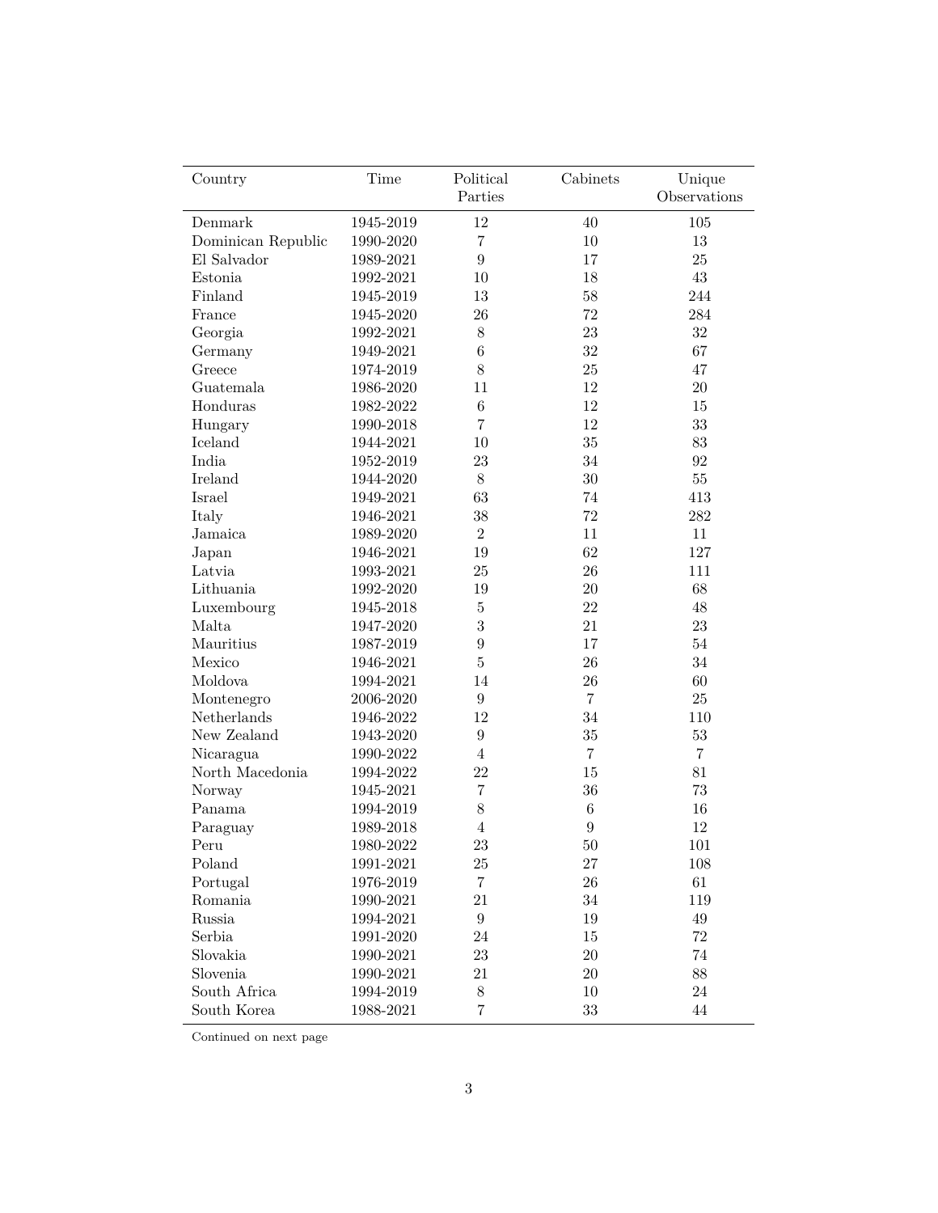| Country | Time | Political Parties | Cabinets | Unique Observations |
|---|---|---|---|---|
| Denmark | 1945-2019 | 12 | 40 | 105 |
| Dominican Republic | 1990-2020 | 7 | 10 | 13 |
| El Salvador | 1989-2021 | 9 | 17 | 25 |
| Estonia | 1992-2021 | 10 | 18 | 43 |
| Finland | 1945-2019 | 13 | 58 | 244 |
| France | 1945-2020 | 26 | 72 | 284 |
| Georgia | 1992-2021 | 8 | 23 | 32 |
| Germany | 1949-2021 | 6 | 32 | 67 |
| Greece | 1974-2019 | 8 | 25 | 47 |
| Guatemala | 1986-2020 | 11 | 12 | 20 |
| Honduras | 1982-2022 | 6 | 12 | 15 |
| Hungary | 1990-2018 | 7 | 12 | 33 |
| Iceland | 1944-2021 | 10 | 35 | 83 |
| India | 1952-2019 | 23 | 34 | 92 |
| Ireland | 1944-2020 | 8 | 30 | 55 |
| Israel | 1949-2021 | 63 | 74 | 413 |
| Italy | 1946-2021 | 38 | 72 | 282 |
| Jamaica | 1989-2020 | 2 | 11 | 11 |
| Japan | 1946-2021 | 19 | 62 | 127 |
| Latvia | 1993-2021 | 25 | 26 | 111 |
| Lithuania | 1992-2020 | 19 | 20 | 68 |
| Luxembourg | 1945-2018 | 5 | 22 | 48 |
| Malta | 1947-2020 | 3 | 21 | 23 |
| Mauritius | 1987-2019 | 9 | 17 | 54 |
| Mexico | 1946-2021 | 5 | 26 | 34 |
| Moldova | 1994-2021 | 14 | 26 | 60 |
| Montenegro | 2006-2020 | 9 | 7 | 25 |
| Netherlands | 1946-2022 | 12 | 34 | 110 |
| New Zealand | 1943-2020 | 9 | 35 | 53 |
| Nicaragua | 1990-2022 | 4 | 7 | 7 |
| North Macedonia | 1994-2022 | 22 | 15 | 81 |
| Norway | 1945-2021 | 7 | 36 | 73 |
| Panama | 1994-2019 | 8 | 6 | 16 |
| Paraguay | 1989-2018 | 4 | 9 | 12 |
| Peru | 1980-2022 | 23 | 50 | 101 |
| Poland | 1991-2021 | 25 | 27 | 108 |
| Portugal | 1976-2019 | 7 | 26 | 61 |
| Romania | 1990-2021 | 21 | 34 | 119 |
| Russia | 1994-2021 | 9 | 19 | 49 |
| Serbia | 1991-2020 | 24 | 15 | 72 |
| Slovakia | 1990-2021 | 23 | 20 | 74 |
| Slovenia | 1990-2021 | 21 | 20 | 88 |
| South Africa | 1994-2019 | 8 | 10 | 24 |
| South Korea | 1988-2021 | 7 | 33 | 44 |

Continued on next page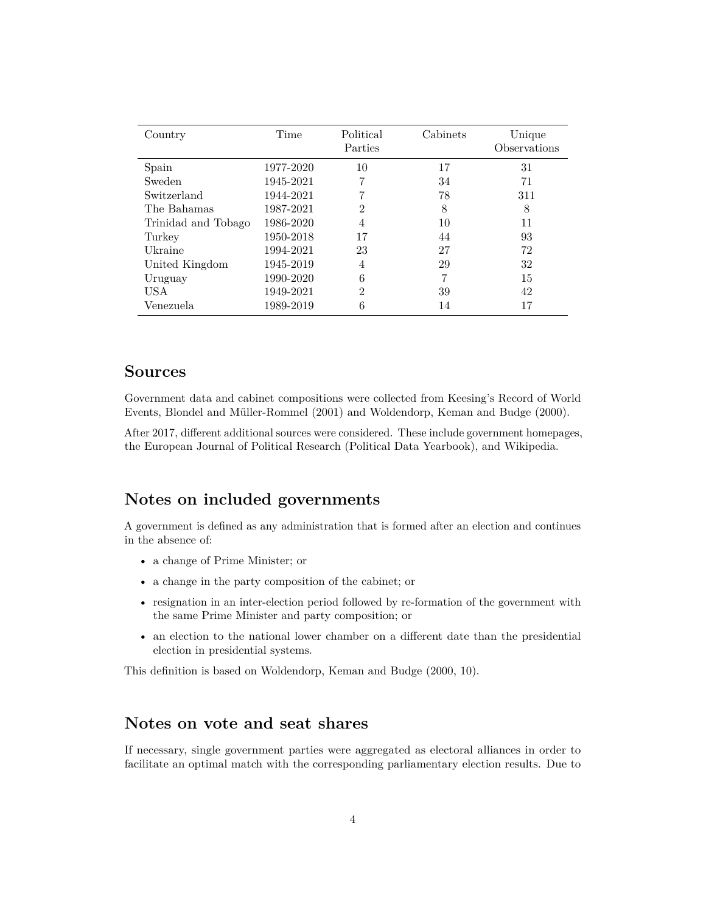| Country | Time | Political Parties | Cabinets | Unique Observations |
|---|---|---|---|---|
| Spain | 1977-2020 | 10 | 17 | 31 |
| Sweden | 1945-2021 | 7 | 34 | 71 |
| Switzerland | 1944-2021 | 7 | 78 | 311 |
| The Bahamas | 1987-2021 | 2 | 8 | 8 |
| Trinidad and Tobago | 1986-2020 | 4 | 10 | 11 |
| Turkey | 1950-2018 | 17 | 44 | 93 |
| Ukraine | 1994-2021 | 23 | 27 | 72 |
| United Kingdom | 1945-2019 | 4 | 29 | 32 |
| Uruguay | 1990-2020 | 6 | 7 | 15 |
| USA | 1949-2021 | 2 | 39 | 42 |
| Venezuela | 1989-2019 | 6 | 14 | 17 |

## Sources

Government data and cabinet compositions were collected from Keesing's Record of World Events, Blondel and Müller-Rommel (2001) and Woldendorp, Keman and Budge (2000).

After 2017, different additional sources were considered. These include government homepages, the European Journal of Political Research (Political Data Yearbook), and Wikipedia.

## Notes on included governments

A government is defined as any administration that is formed after an election and continues in the absence of:

- a change of Prime Minister; or
- a change in the party composition of the cabinet; or
- resignation in an inter-election period followed by re-formation of the government with the same Prime Minister and party composition; or
- an election to the national lower chamber on a different date than the presidential election in presidential systems.

This definition is based on Woldendorp, Keman and Budge (2000, 10).

## Notes on vote and seat shares

If necessary, single government parties were aggregated as electoral alliances in order to facilitate an optimal match with the corresponding parliamentary election results. Due to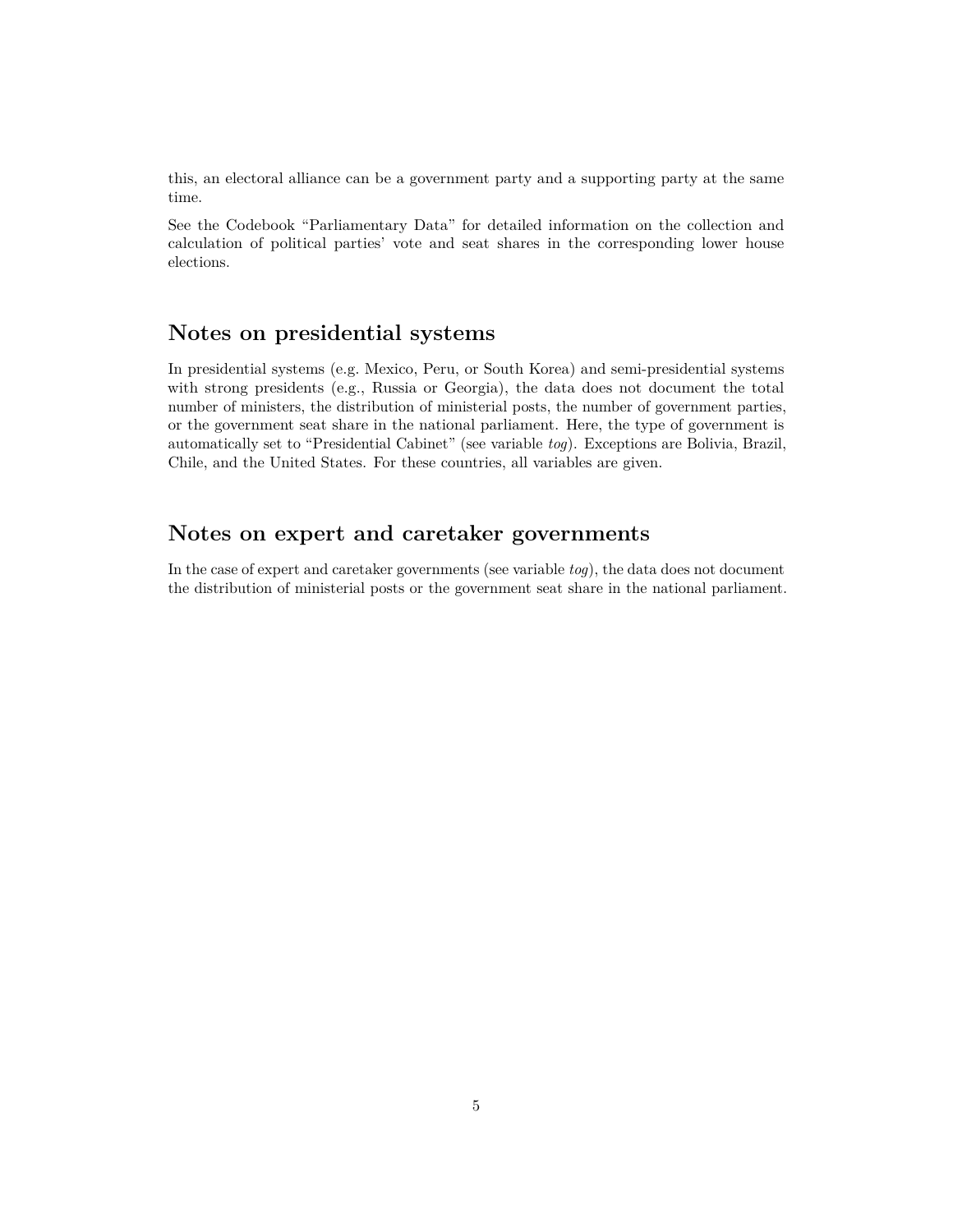this, an electoral alliance can be a government party and a supporting party at the same time.

See the Codebook "Parliamentary Data" for detailed information on the collection and calculation of political parties' vote and seat shares in the corresponding lower house elections.

## Notes on presidential systems

In presidential systems (e.g. Mexico, Peru, or South Korea) and semi-presidential systems with strong presidents (e.g., Russia or Georgia), the data does not document the total number of ministers, the distribution of ministerial posts, the number of government parties, or the government seat share in the national parliament. Here, the type of government is automatically set to "Presidential Cabinet" (see variable *tog*). Exceptions are Bolivia, Brazil, Chile, and the United States. For these countries, all variables are given.

## Notes on expert and caretaker governments

In the case of expert and caretaker governments (see variable *tog*), the data does not document the distribution of ministerial posts or the government seat share in the national parliament.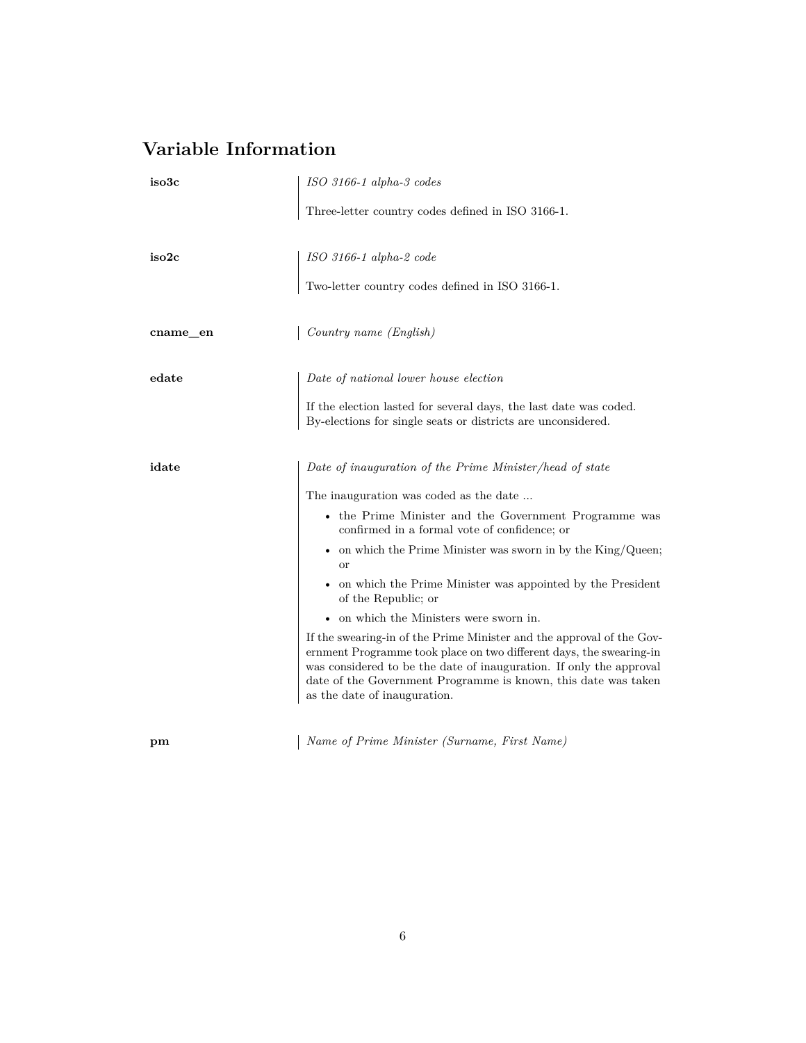# Variable Information

**iso3c**

*ISO 3166-1 alpha-3 codes*

Three-letter country codes defined in ISO 3166-1.

**iso2c**

*ISO 3166-1 alpha-2 code*

Two-letter country codes defined in ISO 3166-1.

**cname_en**

*Country name (English)*

**edate**

*Date of national lower house election*

If the election lasted for several days, the last date was coded. By-elections for single seats or districts are unconsidered.

**idate**

*Date of inauguration of the Prime Minister/head of state*

The inauguration was coded as the date ...

- the Prime Minister and the Government Programme was confirmed in a formal vote of confidence; or
- on which the Prime Minister was sworn in by the King/Queen; or
- on which the Prime Minister was appointed by the President of the Republic; or
- on which the Ministers were sworn in.

If the swearing-in of the Prime Minister and the approval of the Government Programme took place on two different days, the swearing-in was considered to be the date of inauguration. If only the approval date of the Government Programme is known, this date was taken as the date of inauguration.

**pm**

*Name of Prime Minister (Surname, First Name)*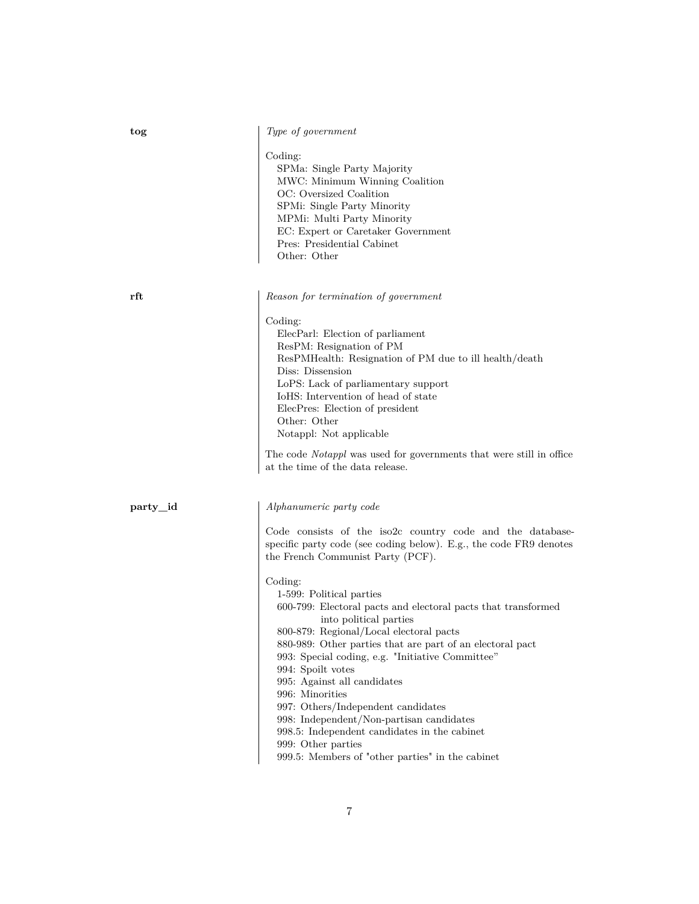**tog**

*Type of government*

Coding:
- SPMa: Single Party Majority
- MWC: Minimum Winning Coalition
- OC: Oversized Coalition
- SPMi: Single Party Minority
- MPMi: Multi Party Minority
- EC: Expert or Caretaker Government
- Pres: Presidential Cabinet
- Other: Other

**rft**

*Reason for termination of government*

Coding:
- ElecParl: Election of parliament
- ResPM: Resignation of PM
- ResPMHealth: Resignation of PM due to ill health/death
- Diss: Dissension
- LoPS: Lack of parliamentary support
- IoHS: Intervention of head of state
- ElecPres: Election of president
- Other: Other
- Notappl: Not applicable

The code *Notappl* was used for governments that were still in office at the time of the data release.

**party_id**

*Alphanumeric party code*

Code consists of the iso2c country code and the database-specific party code (see coding below). E.g., the code FR9 denotes the French Communist Party (PCF).

Coding:
- 1-599: Political parties
- 600-799: Electoral pacts and electoral pacts that transformed into political parties
- 800-879: Regional/Local electoral pacts
- 880-989: Other parties that are part of an electoral pact
- 993: Special coding, e.g. "Initiative Committee"
- 994: Spoilt votes
- 995: Against all candidates
- 996: Minorities
- 997: Others/Independent candidates
- 998: Independent/Non-partisan candidates
- 998.5: Independent candidates in the cabinet
- 999: Other parties
- 999.5: Members of "other parties" in the cabinet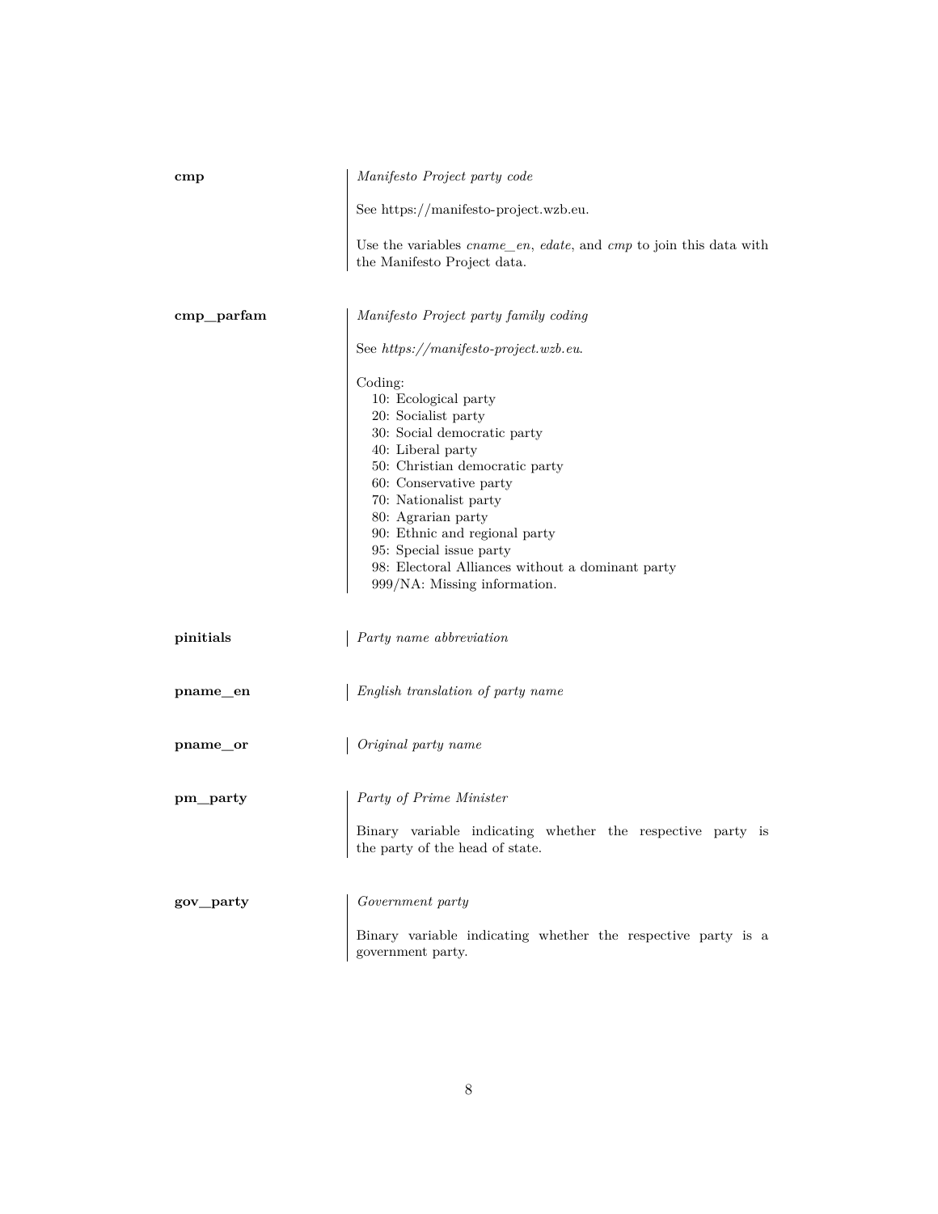**cmp**

*Manifesto Project party code*

See https://manifesto-project.wzb.eu.

Use the variables *cname_en*, *edate*, and *cmp* to join this data with the Manifesto Project data.

**cmp_parfam**

*Manifesto Project party family coding*

See *https://manifesto-project.wzb.eu*.

Coding:
- 10: Ecological party
- 20: Socialist party
- 30: Social democratic party
- 40: Liberal party
- 50: Christian democratic party
- 60: Conservative party
- 70: Nationalist party
- 80: Agrarian party
- 90: Ethnic and regional party
- 95: Special issue party
- 98: Electoral Alliances without a dominant party
- 999/NA: Missing information.

**pinitials**

*Party name abbreviation*

**pname_en**

*English translation of party name*

**pname_or**

*Original party name*

**pm_party**

*Party of Prime Minister*

Binary variable indicating whether the respective party is the party of the head of state.

**gov_party**

*Government party*

Binary variable indicating whether the respective party is a government party.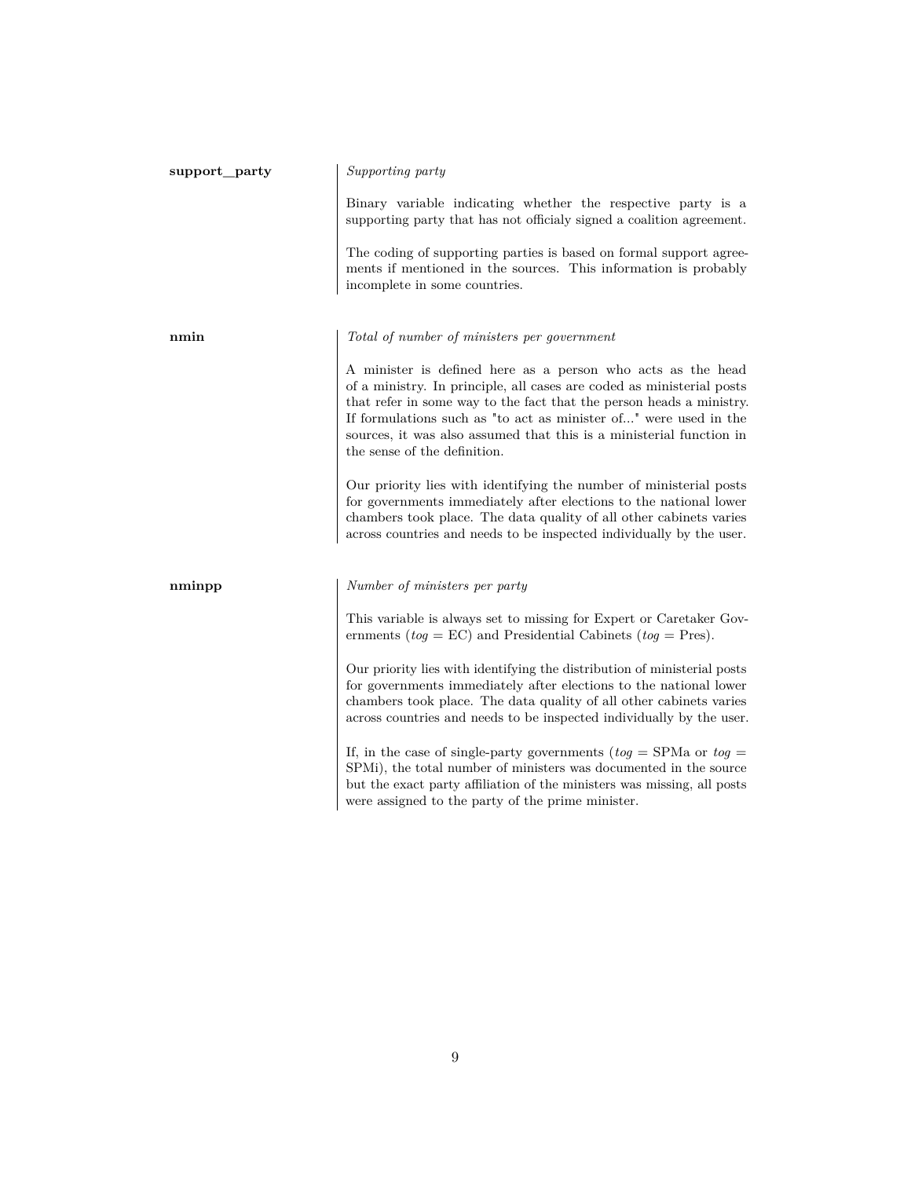**support_party**

*Supporting party*

Binary variable indicating whether the respective party is a supporting party that has not officialy signed a coalition agreement.

The coding of supporting parties is based on formal support agreements if mentioned in the sources. This information is probably incomplete in some countries.

**nmin**

*Total of number of ministers per government*

A minister is defined here as a person who acts as the head of a ministry. In principle, all cases are coded as ministerial posts that refer in some way to the fact that the person heads a ministry. If formulations such as "to act as minister of..." were used in the sources, it was also assumed that this is a ministerial function in the sense of the definition.

Our priority lies with identifying the number of ministerial posts for governments immediately after elections to the national lower chambers took place. The data quality of all other cabinets varies across countries and needs to be inspected individually by the user.

**nminpp**

*Number of ministers per party*

This variable is always set to missing for Expert or Caretaker Governments (*tog* = EC) and Presidential Cabinets (*tog* = Pres).

Our priority lies with identifying the distribution of ministerial posts for governments immediately after elections to the national lower chambers took place. The data quality of all other cabinets varies across countries and needs to be inspected individually by the user.

If, in the case of single-party governments (*tog* = SPMa or *tog* = SPMi), the total number of ministers was documented in the source but the exact party affiliation of the ministers was missing, all posts were assigned to the party of the prime minister.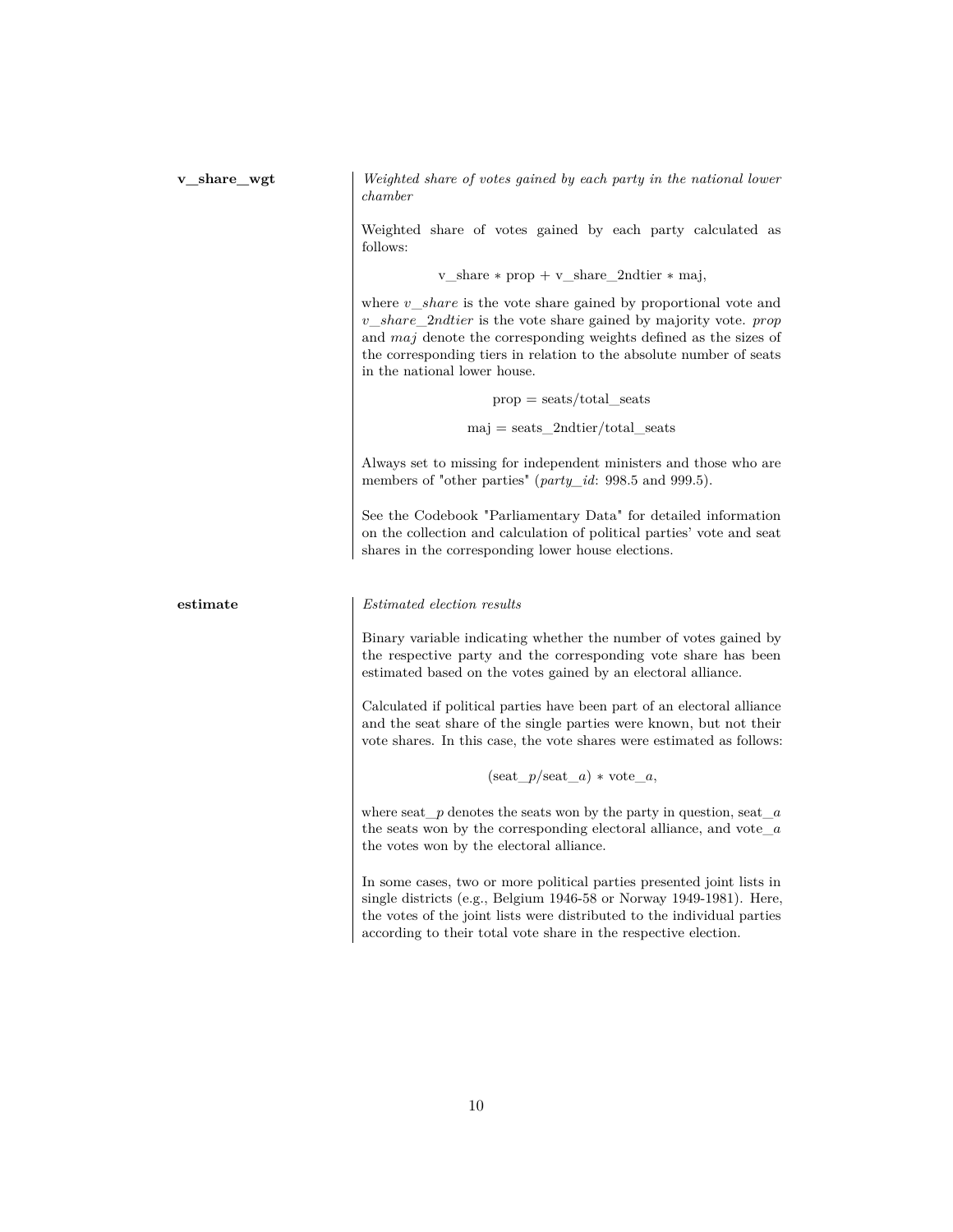**v_share_wgt**

*Weighted share of votes gained by each party in the national lower chamber*

Weighted share of votes gained by each party calculated as follows:

$$\text{v\_share} * \text{prop} + \text{v\_share\_2ndtier} * \text{maj},$$

where *v_share* is the vote share gained by proportional vote and *v_share_2ndtier* is the vote share gained by majority vote. *prop* and *maj* denote the corresponding weights defined as the sizes of the corresponding tiers in relation to the absolute number of seats in the national lower house.

$$\text{prop} = \text{seats}/\text{total\_seats}$$

$$\text{maj} = \text{seats\_2ndtier}/\text{total\_seats}$$

Always set to missing for independent ministers and those who are members of "other parties" (*party_id*: 998.5 and 999.5).

See the Codebook "Parliamentary Data" for detailed information on the collection and calculation of political parties' vote and seat shares in the corresponding lower house elections.

**estimate**

*Estimated election results*

Binary variable indicating whether the number of votes gained by the respective party and the corresponding vote share has been estimated based on the votes gained by an electoral alliance.

Calculated if political parties have been part of an electoral alliance and the seat share of the single parties were known, but not their vote shares. In this case, the vote shares were estimated as follows:

$$(\text{seat\_}p/\text{seat\_}a) * \text{vote\_}a,$$

where seat_$p$ denotes the seats won by the party in question, seat_$a$ the seats won by the corresponding electoral alliance, and vote_$a$ the votes won by the electoral alliance.

In some cases, two or more political parties presented joint lists in single districts (e.g., Belgium 1946-58 or Norway 1949-1981). Here, the votes of the joint lists were distributed to the individual parties according to their total vote share in the respective election.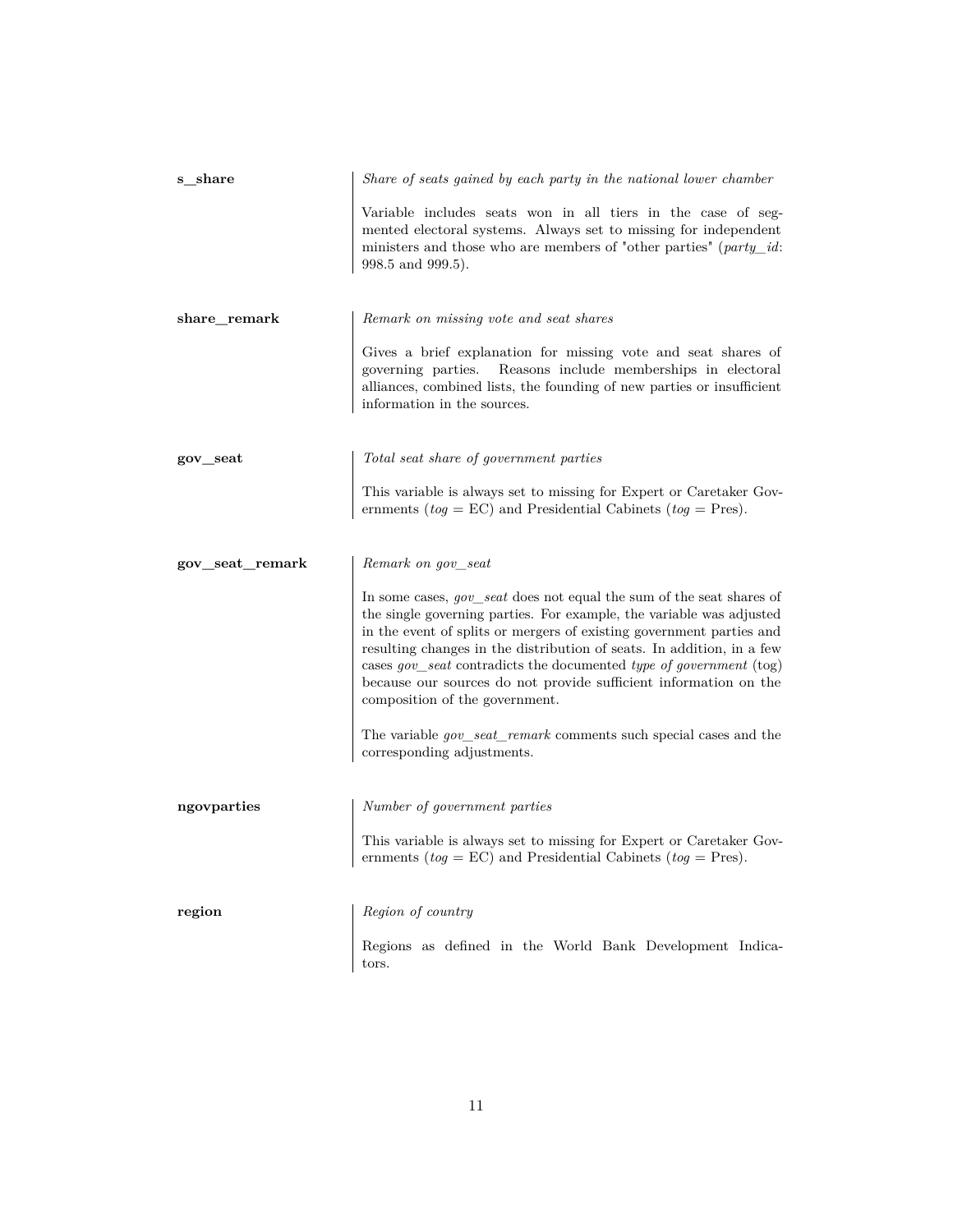**s_share** | *Share of seats gained by each party in the national lower chamber*

Variable includes seats won in all tiers in the case of segmented electoral systems. Always set to missing for independent ministers and those who are members of "other parties" (*party_id*: 998.5 and 999.5).

**share_remark** | *Remark on missing vote and seat shares*

Gives a brief explanation for missing vote and seat shares of governing parties. Reasons include memberships in electoral alliances, combined lists, the founding of new parties or insufficient information in the sources.

**gov_seat** | *Total seat share of government parties*

This variable is always set to missing for Expert or Caretaker Governments (*tog* = EC) and Presidential Cabinets (*tog* = Pres).

**gov_seat_remark** | *Remark on gov_seat*

In some cases, *gov_seat* does not equal the sum of the seat shares of the single governing parties. For example, the variable was adjusted in the event of splits or mergers of existing government parties and resulting changes in the distribution of seats. In addition, in a few cases *gov_seat* contradicts the documented *type of government* (tog) because our sources do not provide sufficient information on the composition of the government.

The variable *gov_seat_remark* comments such special cases and the corresponding adjustments.

**ngovparties** | *Number of government parties*

This variable is always set to missing for Expert or Caretaker Governments (*tog* = EC) and Presidential Cabinets (*tog* = Pres).

**region** | *Region of country*

Regions as defined in the World Bank Development Indicators.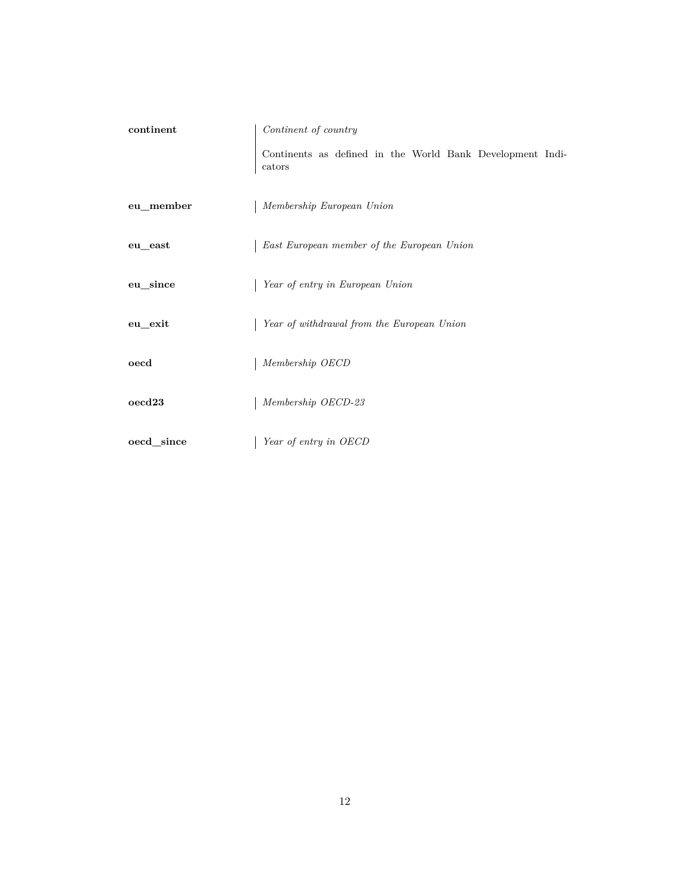**continent**

*Continent of country*

Continents as defined in the World Bank Development Indicators

**eu_member**

*Membership European Union*

**eu_east**

*East European member of the European Union*

**eu_since**

*Year of entry in European Union*

**eu_exit**

*Year of withdrawal from the European Union*

**oecd**

*Membership OECD*

**oecd23**

*Membership OECD-23*

**oecd_since**

*Year of entry in OECD*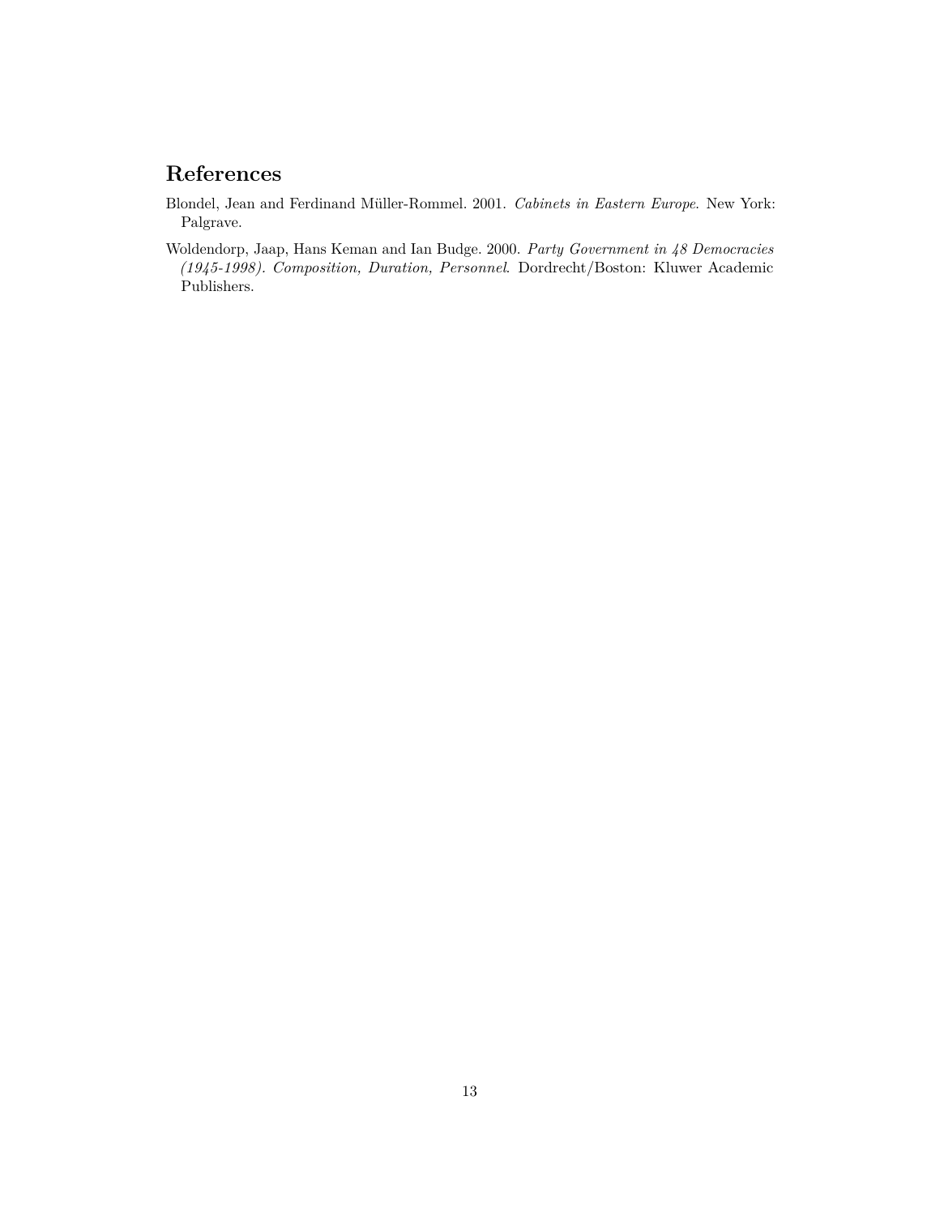## References

Blondel, Jean and Ferdinand Müller-Rommel. 2001. *Cabinets in Eastern Europe*. New York: Palgrave.

Woldendorp, Jaap, Hans Keman and Ian Budge. 2000. *Party Government in 48 Democracies (1945-1998). Composition, Duration, Personnel*. Dordrecht/Boston: Kluwer Academic Publishers.